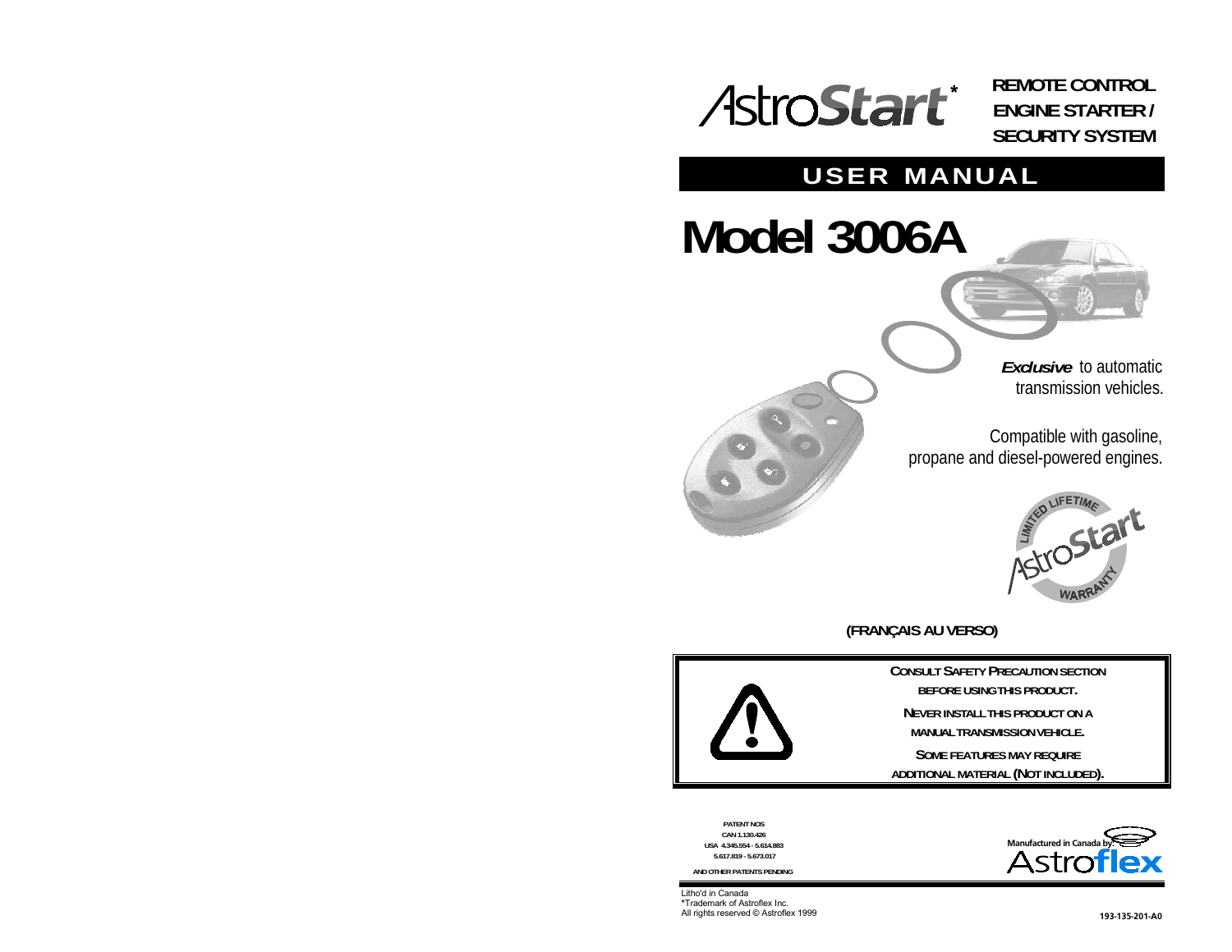AstroStart*

**REMOTE CONTROL ENGINE STARTER / SECURITY SYSTEM**

## USER MANUAL

# Model 3006A

***Exclusive*** to automatic transmission vehicles.

Compatible with gasoline, propane and diesel-powered engines.

LIMITED LIFETIME AstroStart WARRANTY

**(FRANÇAIS AU VERSO)**

**CONSULT SAFETY PRECAUTION SECTION BEFORE USING THIS PRODUCT.**

**NEVER INSTALL THIS PRODUCT ON A MANUAL TRANSMISSION VEHICLE.**

**SOME FEATURES MAY REQUIRE ADDITIONAL MATERIAL (NOT INCLUDED).**

PATENT NOS
CAN 1.130.426
USA 4.345.554 - 5.614.883
5.617.819 - 5.673.017

AND OTHER PATENTS PENDING

Manufactured in Canada by: Astroflex

Litho'd in Canada
*Trademark of Astroflex Inc.
All rights reserved © Astroflex 1999

193-135-201-A0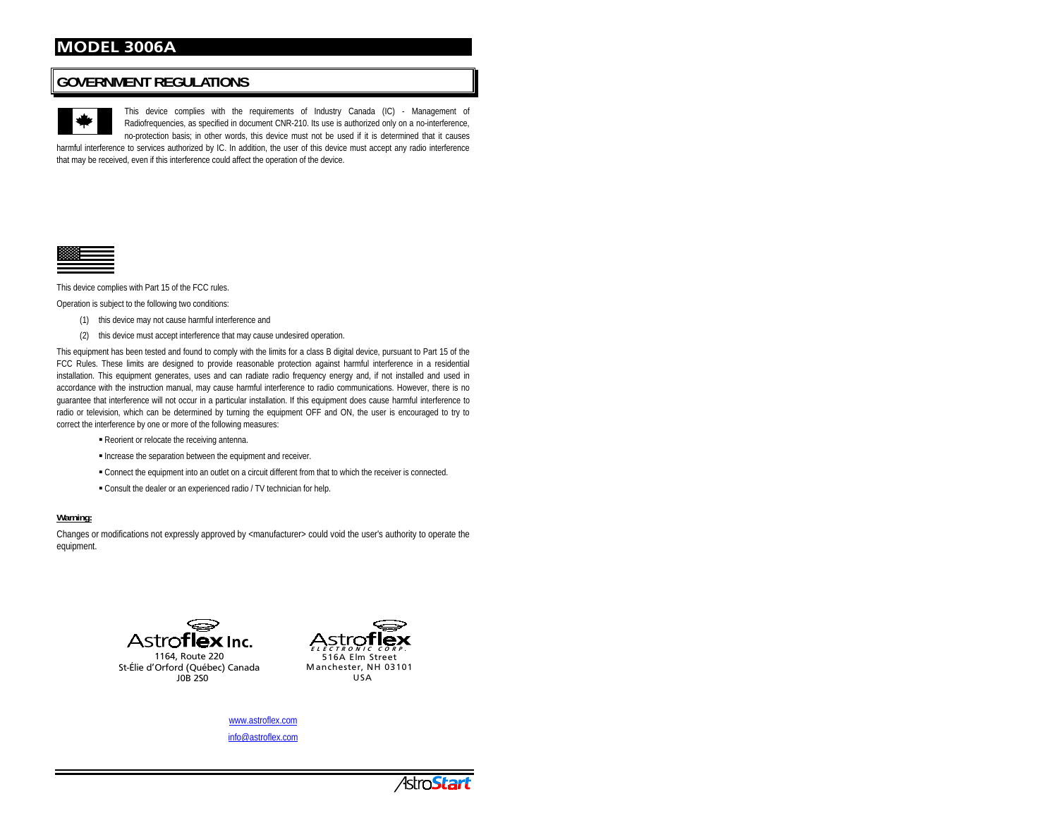# MODEL 3006A

## GOVERNMENT REGULATIONS

This device complies with the requirements of Industry Canada (IC) - Management of Radiofrequencies, as specified in document CNR-210. Its use is authorized only on a no-interference, no-protection basis; in other words, this device must not be used if it is determined that it causes harmful interference to services authorized by IC. In addition, the user of this device must accept any radio interference that may be received, even if this interference could affect the operation of the device.

This device complies with Part 15 of the FCC rules.

Operation is subject to the following two conditions:

(1) this device may not cause harmful interference and

(2) this device must accept interference that may cause undesired operation.

This equipment has been tested and found to comply with the limits for a class B digital device, pursuant to Part 15 of the FCC Rules. These limits are designed to provide reasonable protection against harmful interference in a residential installation. This equipment generates, uses and can radiate radio frequency energy and, if not installed and used in accordance with the instruction manual, may cause harmful interference to radio communications. However, there is no guarantee that interference will not occur in a particular installation. If this equipment does cause harmful interference to radio or television, which can be determined by turning the equipment OFF and ON, the user is encouraged to try to correct the interference by one or more of the following measures:

- Reorient or relocate the receiving antenna.
- Increase the separation between the equipment and receiver.
- Connect the equipment into an outlet on a circuit different from that to which the receiver is connected.
- Consult the dealer or an experienced radio / TV technician for help.

**Warning:**

Changes or modifications not expressly approved by <manufacturer> could void the user's authority to operate the equipment.

Astroflex Inc.
1164, Route 220
St-Élie d'Orford (Québec) Canada
J0B 2S0

Astroflex ELECTRONIC CORP.
516A Elm Street
Manchester, NH 03101
USA

www.astroflex.com

info@astroflex.com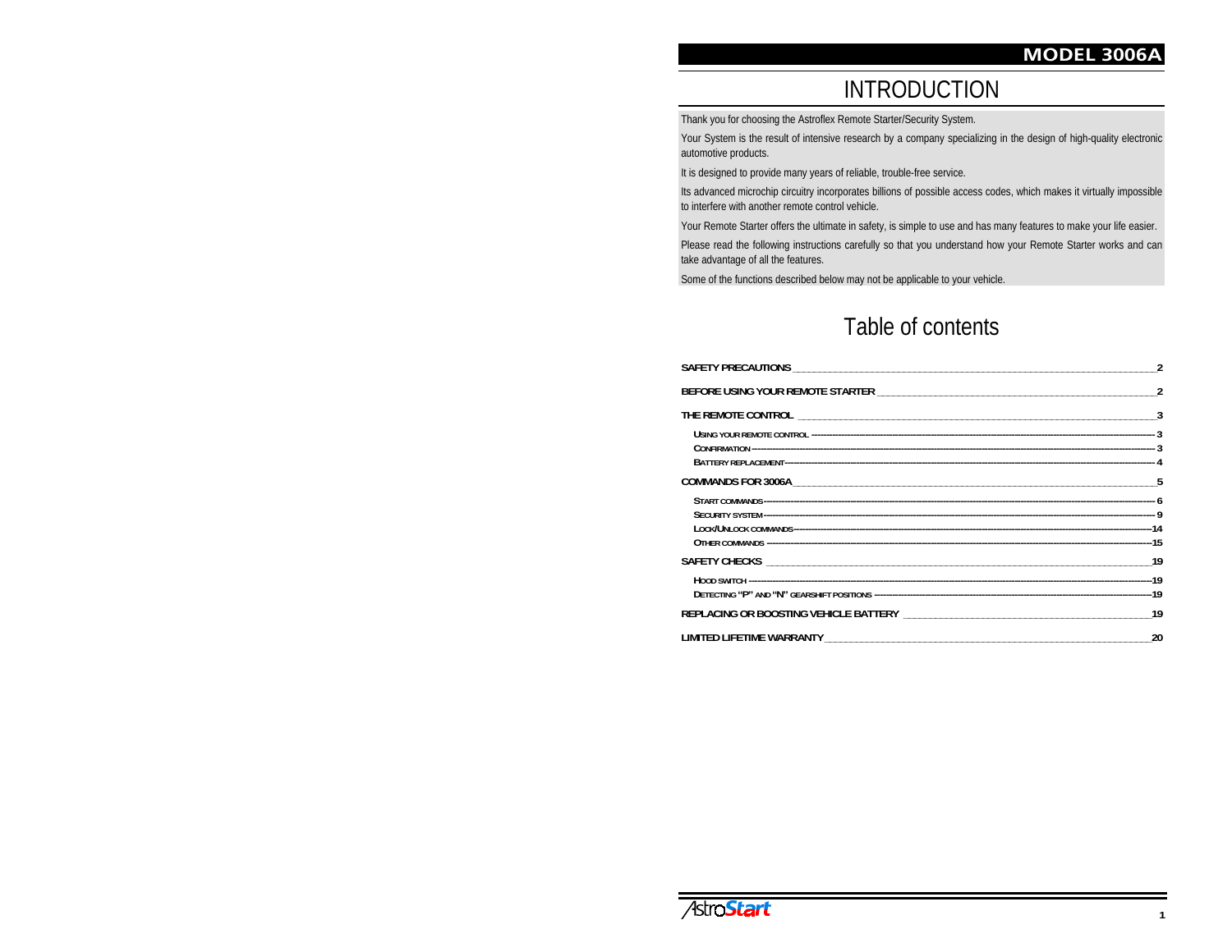# INTRODUCTION

Thank you for choosing the Astroflex Remote Starter/Security System.

Your System is the result of intensive research by a company specializing in the design of high-quality electronic automotive products.

It is designed to provide many years of reliable, trouble-free service.

Its advanced microchip circuitry incorporates billions of possible access codes, which makes it virtually impossible to interfere with another remote control vehicle.

Your Remote Starter offers the ultimate in safety, is simple to use and has many features to make your life easier.

Please read the following instructions carefully so that you understand how your Remote Starter works and can take advantage of all the features.

Some of the functions described below may not be applicable to your vehicle.

# Table of contents

| | |
|---|---|
| **SAFETY PRECAUTIONS** | 2 |
| **BEFORE USING YOUR REMOTE STARTER** | 2 |
| **THE REMOTE CONTROL** | 3 |
| Using your remote control | 3 |
| Confirmation | 3 |
| Battery replacement | 4 |
| **COMMANDS FOR 3006A** | 5 |
| Start commands | 6 |
| Security system | 9 |
| Lock/Unlock commands | 14 |
| Other commands | 15 |
| **SAFETY CHECKS** | 19 |
| Hood switch | 19 |
| Detecting "P" and "N" gearshift positions | 19 |
| **REPLACING OR BOOSTING VEHICLE BATTERY** | 19 |
| **LIMITED LIFETIME WARRANTY** | 20 |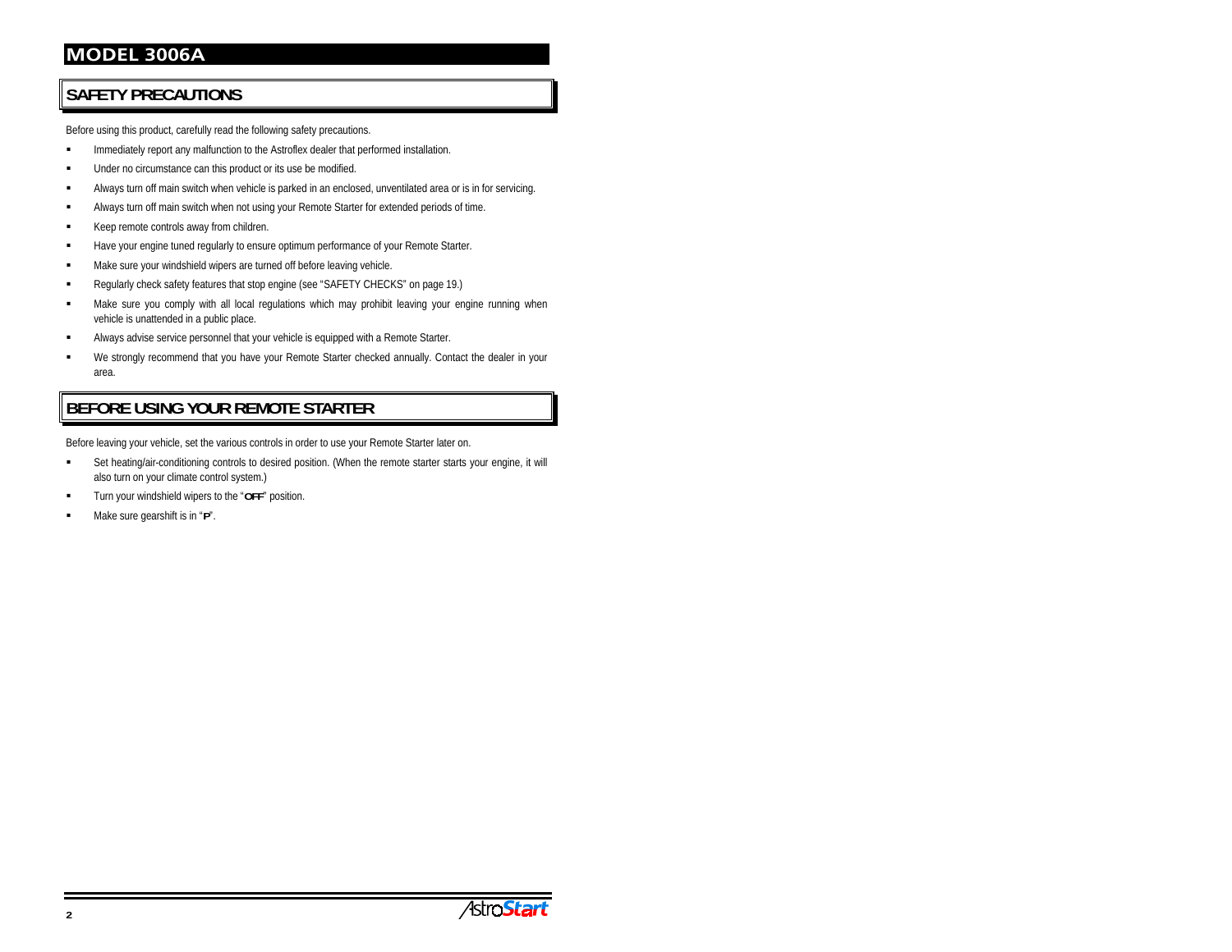# MODEL 3006A

## SAFETY PRECAUTIONS

Before using this product, carefully read the following safety precautions.

- Immediately report any malfunction to the Astroflex dealer that performed installation.
- Under no circumstance can this product or its use be modified.
- Always turn off main switch when vehicle is parked in an enclosed, unventilated area or is in for servicing.
- Always turn off main switch when not using your Remote Starter for extended periods of time.
- Keep remote controls away from children.
- Have your engine tuned regularly to ensure optimum performance of your Remote Starter.
- Make sure your windshield wipers are turned off before leaving vehicle.
- Regularly check safety features that stop engine (see "SAFETY CHECKS" on page 19.)
- Make sure you comply with all local regulations which may prohibit leaving your engine running when vehicle is unattended in a public place.
- Always advise service personnel that your vehicle is equipped with a Remote Starter.
- We strongly recommend that you have your Remote Starter checked annually. Contact the dealer in your area.

## BEFORE USING YOUR REMOTE STARTER

Before leaving your vehicle, set the various controls in order to use your Remote Starter later on.

- Set heating/air-conditioning controls to desired position. (When the remote starter starts your engine, it will also turn on your climate control system.)
- Turn your windshield wipers to the "**OFF**" position.
- Make sure gearshift is in "**P**".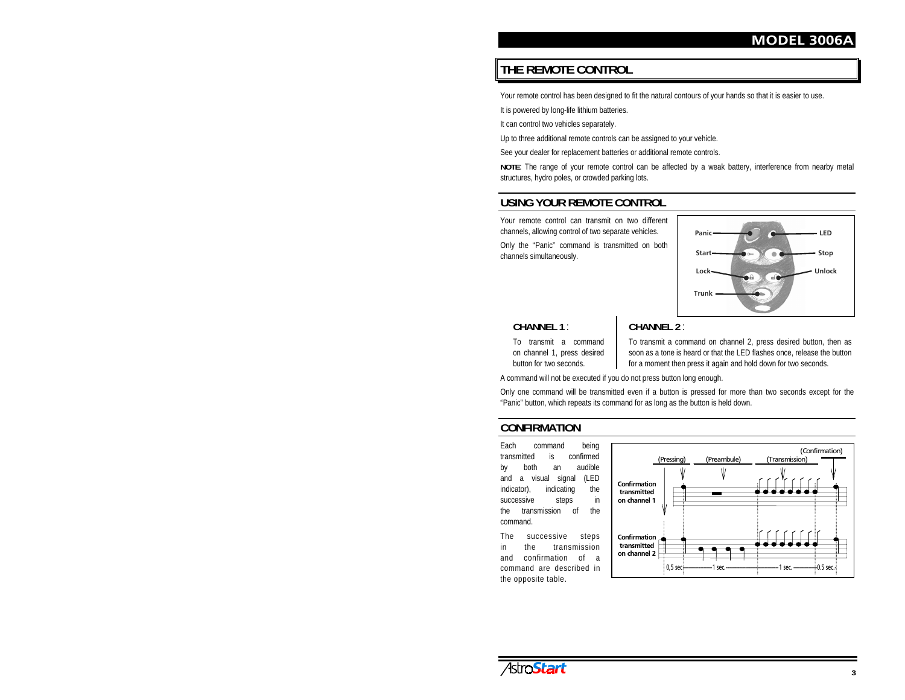## THE REMOTE CONTROL

Your remote control has been designed to fit the natural contours of your hands so that it is easier to use.

It is powered by long-life lithium batteries.

It can control two vehicles separately.

Up to three additional remote controls can be assigned to your vehicle.

See your dealer for replacement batteries or additional remote controls.

**NOTE**: The range of your remote control can be affected by a weak battery, interference from nearby metal structures, hydro poles, or crowded parking lots.

## USING YOUR REMOTE CONTROL

Your remote control can transmit on two different channels, allowing control of two separate vehicles.

Only the "Panic" command is transmitted on both channels simultaneously.

Panic — LED
Start — Stop
Lock — Unlock
Trunk

**CHANNEL 1**:

To transmit a command on channel 1, press desired button for two seconds.

**CHANNEL 2**:

To transmit a command on channel 2, press desired button, then as soon as a tone is heard or that the LED flashes once, release the button for a moment then press it again and hold down for two seconds.

A command will not be executed if you do not press button long enough.

Only one command will be transmitted even if a button is pressed for more than two seconds except for the "Panic" button, which repeats its command for as long as the button is held down.

## CONFIRMATION

Each command being transmitted is confirmed by both an audible and a visual signal (LED indicator), indicating the successive steps in the transmission of the command.

The successive steps in the transmission and confirmation of a command are described in the opposite table.

(Pressing) (Preambule) (Transmission) (Confirmation)

Confirmation transmitted on channel 1

Confirmation transmitted on channel 2

0,5 sec — 1 sec. — 1 sec. — 0.5 sec.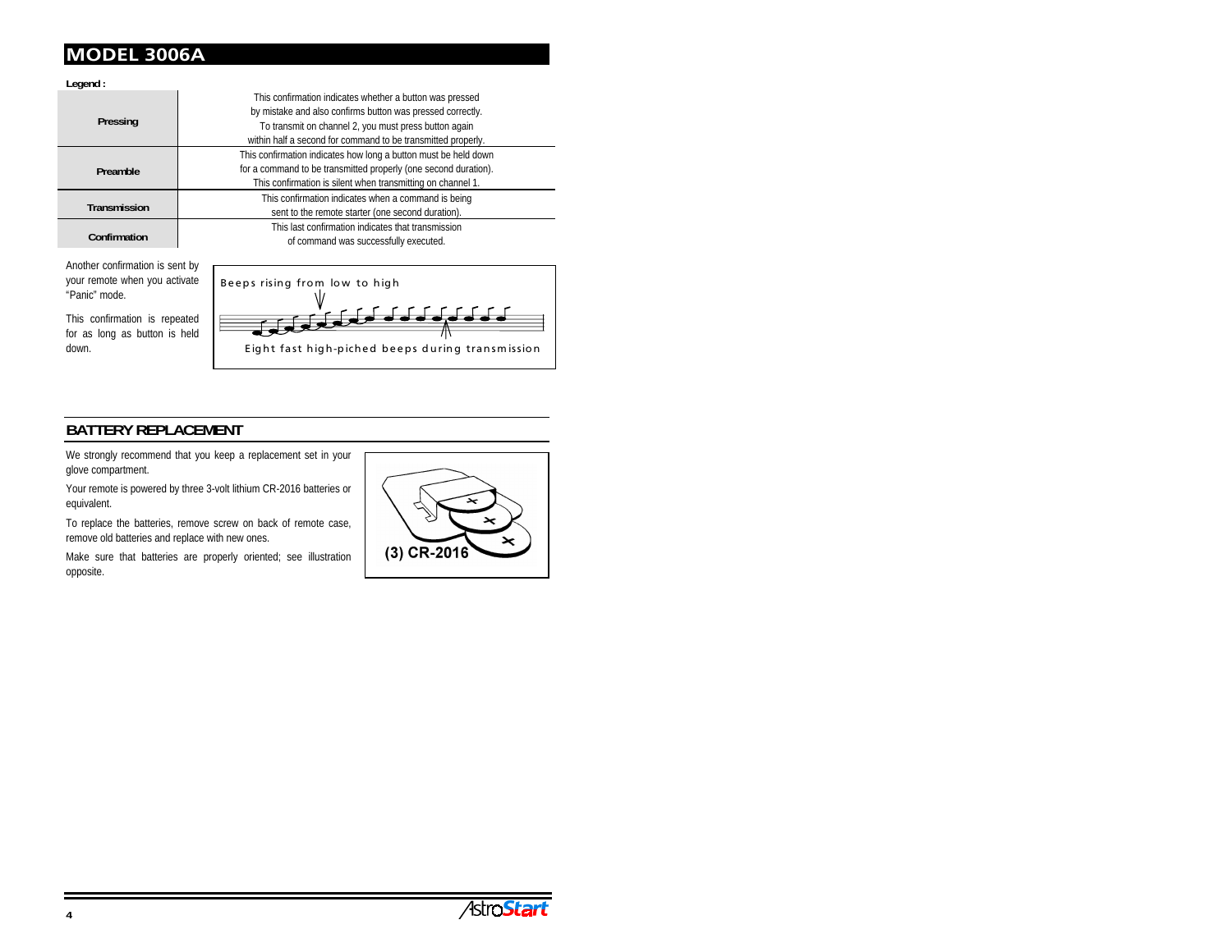# MODEL 3006A

**Legend :**

| | |
|---|---|
| **Pressing** | This confirmation indicates whether a button was pressed by mistake and also confirms button was pressed correctly. To transmit on channel 2, you must press button again within half a second for command to be transmitted properly. |
| **Preamble** | This confirmation indicates how long a button must be held down for a command to be transmitted properly (one second duration). This confirmation is silent when transmitting on channel 1. |
| **Transmission** | This confirmation indicates when a command is being sent to the remote starter (one second duration). |
| **Confirmation** | This last confirmation indicates that transmission of command was successfully executed. |

Another confirmation is sent by your remote when you activate "Panic" mode.

This confirmation is repeated for as long as button is held down.

Beeps rising from low to high

Eight fast high-piched beeps during transmission

## BATTERY REPLACEMENT

We strongly recommend that you keep a replacement set in your glove compartment.

Your remote is powered by three 3-volt lithium CR-2016 batteries or equivalent.

To replace the batteries, remove screw on back of remote case, remove old batteries and replace with new ones.

Make sure that batteries are properly oriented; see illustration opposite.

(3) CR-2016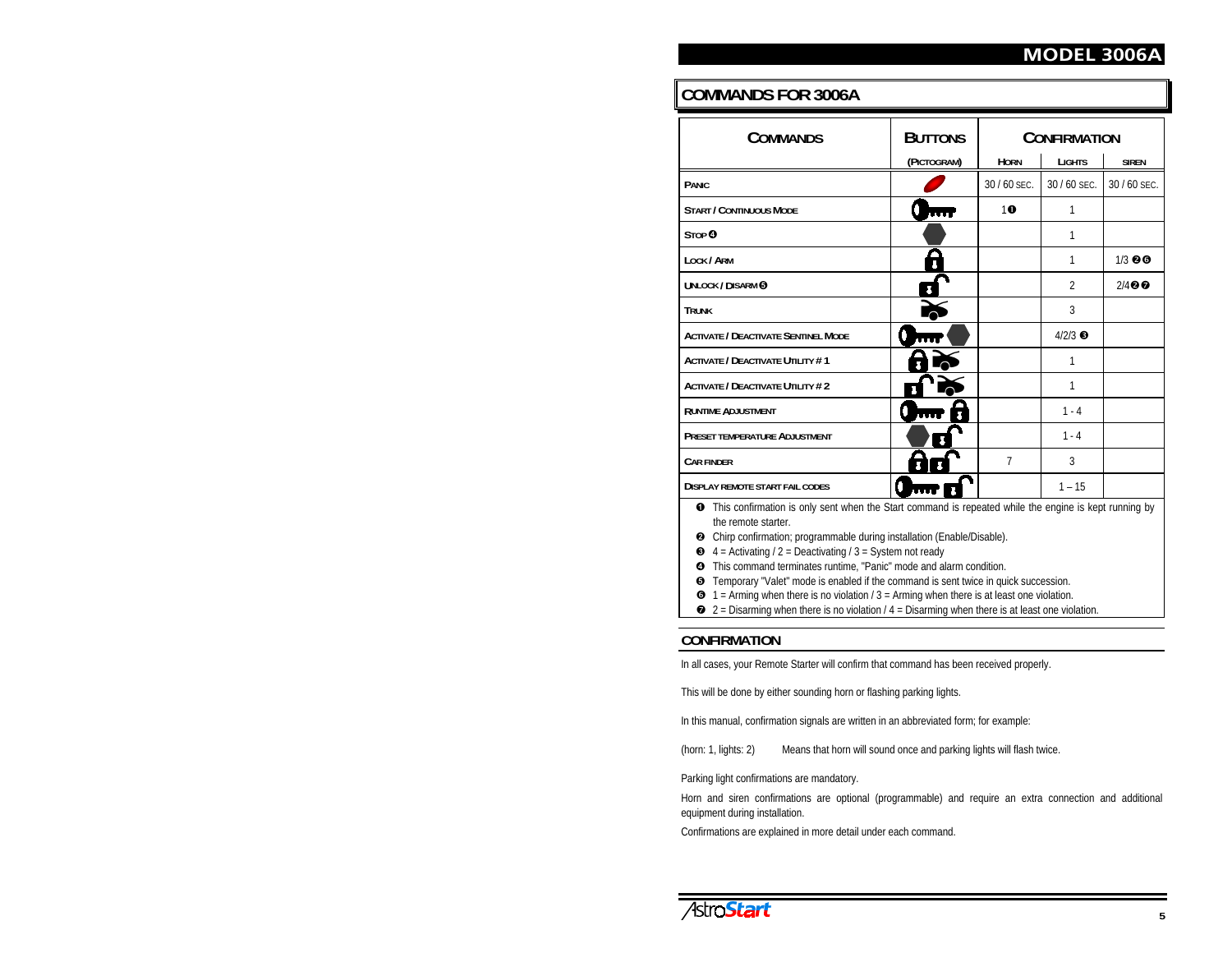## COMMANDS FOR 3006A

| COMMANDS | BUTTONS | CONFIRMATION | | |
|---|---|---|---|---|
| | (PICTOGRAM) | HORN | LIGHTS | SIREN |
| PANIC | | 30 / 60 SEC. | 30 / 60 SEC. | 30 / 60 SEC. |
| START / CONTINUOUS MODE | | 1❶ | 1 | |
| STOP ❹ | | | 1 | |
| LOCK / ARM | | | 1 | 1/3 ❷❻ |
| UNLOCK / DISARM ❺ | | | 2 | 2/4❷❼ |
| TRUNK | | | 3 | |
| ACTIVATE / DEACTIVATE SENTINEL MODE | | | 4/2/3 ❸ | |
| ACTIVATE / DEACTIVATE UTILITY # 1 | | | 1 | |
| ACTIVATE / DEACTIVATE UTILITY # 2 | | | 1 | |
| RUNTIME ADJUSTMENT | | | 1 - 4 | |
| PRESET TEMPERATURE ADJUSTMENT | | | 1 - 4 | |
| CAR FINDER | | 7 | 3 | |
| DISPLAY REMOTE START FAIL CODES | | | 1 – 15 | |

❶ This confirmation is only sent when the Start command is repeated while the engine is kept running by the remote starter.
❷ Chirp confirmation; programmable during installation (Enable/Disable).
❸ 4 = Activating / 2 = Deactivating / 3 = System not ready
❹ This command terminates runtime, "Panic" mode and alarm condition.
❺ Temporary "Valet" mode is enabled if the command is sent twice in quick succession.
❻ 1 = Arming when there is no violation / 3 = Arming when there is at least one violation.
❼ 2 = Disarming when there is no violation / 4 = Disarming when there is at least one violation.

## CONFIRMATION

In all cases, your Remote Starter will confirm that command has been received properly.

This will be done by either sounding horn or flashing parking lights.

In this manual, confirmation signals are written in an abbreviated form; for example:

(horn: 1, lights: 2)    Means that horn will sound once and parking lights will flash twice.

Parking light confirmations are mandatory.

Horn and siren confirmations are optional (programmable) and require an extra connection and additional equipment during installation.

Confirmations are explained in more detail under each command.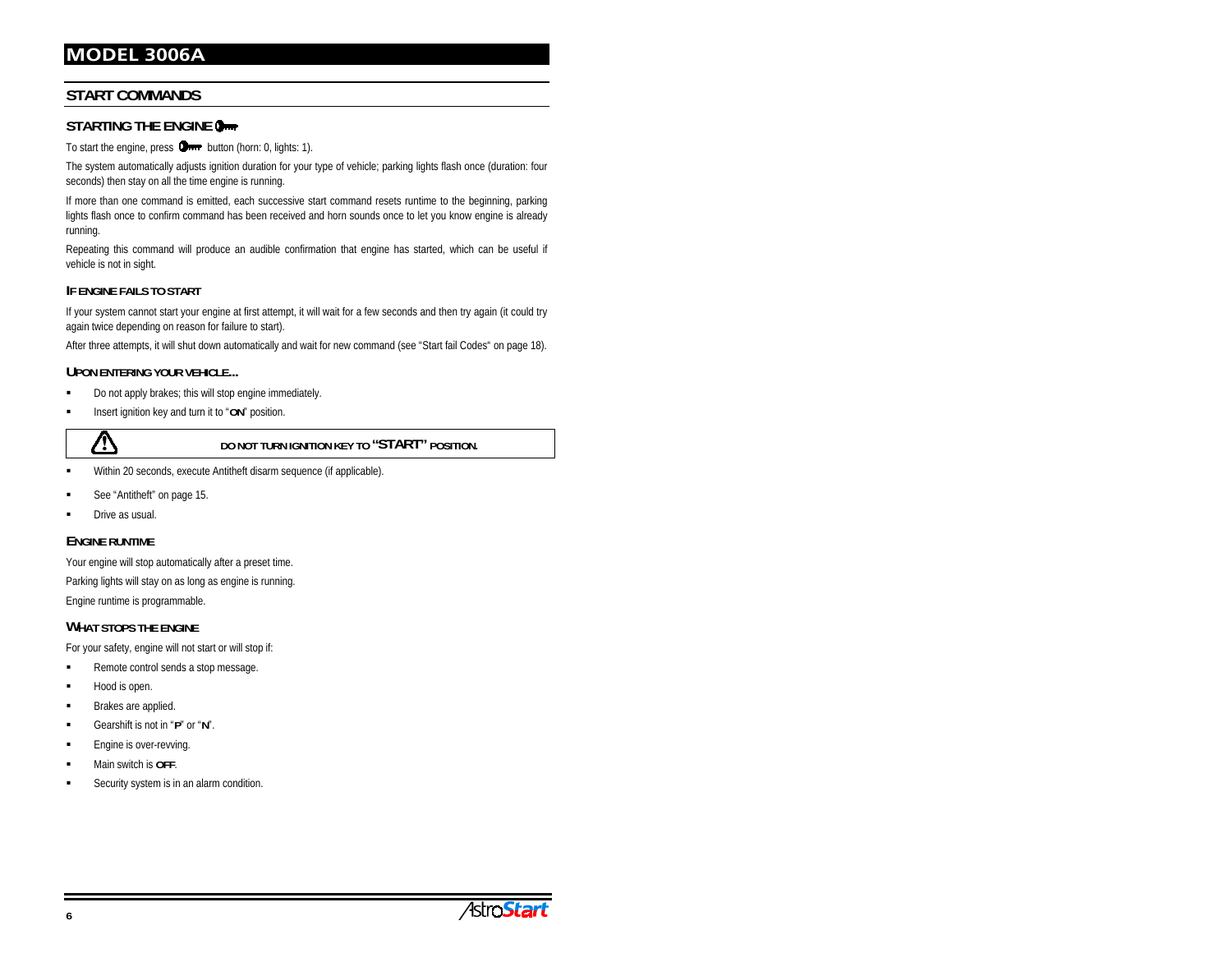# MODEL 3006A

## START COMMANDS

### STARTING THE ENGINE

To start the engine, press button (horn: 0, lights: 1).

The system automatically adjusts ignition duration for your type of vehicle; parking lights flash once (duration: four seconds) then stay on all the time engine is running.

If more than one command is emitted, each successive start command resets runtime to the beginning, parking lights flash once to confirm command has been received and horn sounds once to let you know engine is already running.

Repeating this command will produce an audible confirmation that engine has started, which can be useful if vehicle is not in sight.

#### IF ENGINE FAILS TO START

If your system cannot start your engine at first attempt, it will wait for a few seconds and then try again (it could try again twice depending on reason for failure to start).

After three attempts, it will shut down automatically and wait for new command (see "Start fail Codes" on page 18).

#### UPON ENTERING YOUR VEHICLE...

- Do not apply brakes; this will stop engine immediately.
- Insert ignition key and turn it to "**ON**" position.

> ⚠ **DO NOT TURN IGNITION KEY TO "START" POSITION.**

- Within 20 seconds, execute Antitheft disarm sequence (if applicable).
- See "Antitheft" on page 15.
- Drive as usual.

#### ENGINE RUNTIME

Your engine will stop automatically after a preset time.

Parking lights will stay on as long as engine is running.

Engine runtime is programmable.

#### WHAT STOPS THE ENGINE

For your safety, engine will not start or will stop if:

- Remote control sends a stop message.
- Hood is open.
- Brakes are applied.
- Gearshift is not in "**P**" or "**N**".
- Engine is over-revving.
- Main switch is **OFF**.
- Security system is in an alarm condition.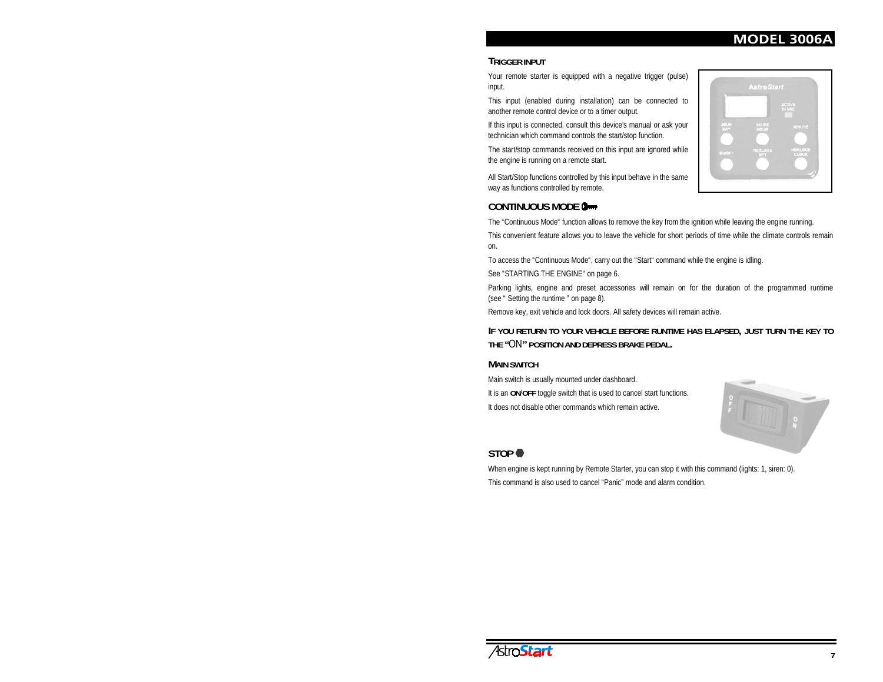## Trigger Input

Your remote starter is equipped with a negative trigger (pulse) input.

This input (enabled during installation) can be connected to another remote control device or to a timer output.

If this input is connected, consult this device's manual or ask your technician which command controls the start/stop function.

The start/stop commands received on this input are ignored while the engine is running on a remote start.

All Start/Stop functions controlled by this input behave in the same way as functions controlled by remote.

## CONTINUOUS MODE

The "Continuous Mode" function allows to remove the key from the ignition while leaving the engine running.

This convenient feature allows you to leave the vehicle for short periods of time while the climate controls remain on.

To access the "Continuous Mode", carry out the "Start" command while the engine is idling.

See "STARTING THE ENGINE" on page 6.

Parking lights, engine and preset accessories will remain on for the duration of the programmed runtime (see " Setting the runtime " on page 8).

Remove key, exit vehicle and lock doors. All safety devices will remain active.

**IF YOU RETURN TO YOUR VEHICLE BEFORE RUNTIME HAS ELAPSED, JUST TURN THE KEY TO THE "ON" POSITION AND DEPRESS BRAKE PEDAL.**

## Main Switch

Main switch is usually mounted under dashboard.

It is an **ON/OFF** toggle switch that is used to cancel start functions.

It does not disable other commands which remain active.

## STOP

When engine is kept running by Remote Starter, you can stop it with this command (lights: 1, siren: 0).

This command is also used to cancel "Panic" mode and alarm condition.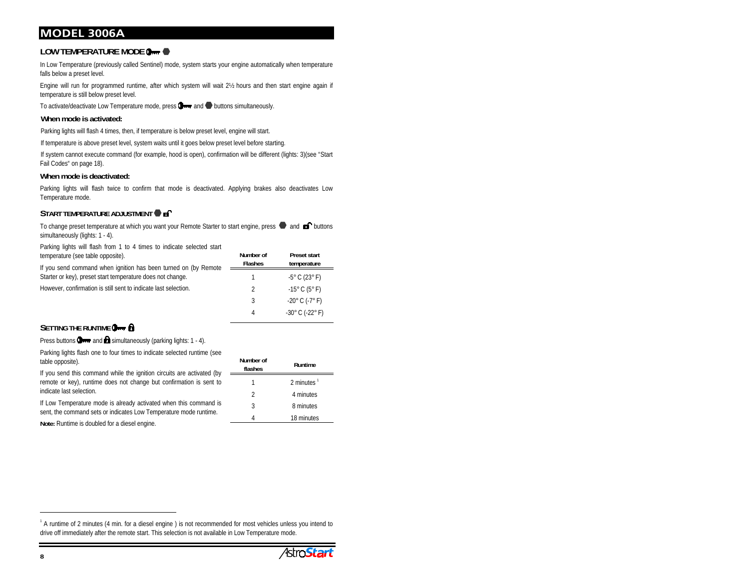# MODEL 3006A

## LOW TEMPERATURE MODE

In Low Temperature (previously called Sentinel) mode, system starts your engine automatically when temperature falls below a preset level.

Engine will run for programmed runtime, after which system will wait 2½ hours and then start engine again if temperature is still below preset level.

To activate/deactivate Low Temperature mode, press and buttons simultaneously.

### When mode is activated:

Parking lights will flash 4 times, then, if temperature is below preset level, engine will start.

If temperature is above preset level, system waits until it goes below preset level before starting.

If system cannot execute command (for example, hood is open), confirmation will be different (lights: 3)(see "Start Fail Codes" on page 18).

### When mode is deactivated:

Parking lights will flash twice to confirm that mode is deactivated. Applying brakes also deactivates Low Temperature mode.

## START TEMPERATURE ADJUSTMENT

To change preset temperature at which you want your Remote Starter to start engine, press and buttons simultaneously (lights: 1 - 4).

Parking lights will flash from 1 to 4 times to indicate selected start temperature (see table opposite).

If you send command when ignition has been turned on (by Remote Starter or key), preset start temperature does not change.

However, confirmation is still sent to indicate last selection.

| Number of Flashes | Preset start temperature |
|---|---|
| 1 | -5° C (23° F) |
| 2 | -15° C (5° F) |
| 3 | -20° C (-7° F) |
| 4 | -30° C (-22° F) |

## SETTING THE RUNTIME

Press buttons and simultaneously (parking lights: 1 - 4).

Parking lights flash one to four times to indicate selected runtime (see table opposite).

If you send this command while the ignition circuits are activated (by remote or key), runtime does not change but confirmation is sent to indicate last selection.

If Low Temperature mode is already activated when this command is sent, the command sets or indicates Low Temperature mode runtime.

**Note:** Runtime is doubled for a diesel engine.

| Number of flashes | Runtime |
|---|---|
| 1 | 2 minutes [1] |
| 2 | 4 minutes |
| 3 | 8 minutes |
| 4 | 18 minutes |

[1] A runtime of 2 minutes (4 min. for a diesel engine ) is not recommended for most vehicles unless you intend to drive off immediately after the remote start. This selection is not available in Low Temperature mode.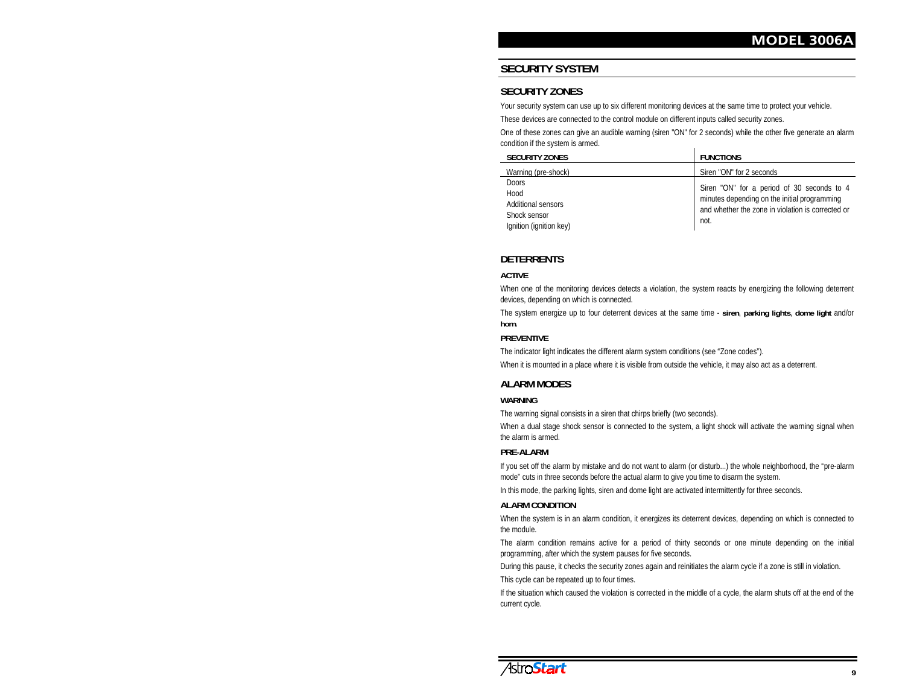## SECURITY SYSTEM

### SECURITY ZONES

Your security system can use up to six different monitoring devices at the same time to protect your vehicle.

These devices are connected to the control module on different inputs called security zones.

One of these zones can give an audible warning (siren "ON" for 2 seconds) while the other five generate an alarm condition if the system is armed.

| SECURITY ZONES | FUNCTIONS |
|---|---|
| Warning (pre-shock) | Siren "ON" for 2 seconds |
| Doors<br>Hood<br>Additional sensors<br>Shock sensor<br>Ignition (ignition key) | Siren "ON" for a period of 30 seconds to 4 minutes depending on the initial programming and whether the zone in violation is corrected or not. |

### DETERRENTS

#### ACTIVE

When one of the monitoring devices detects a violation, the system reacts by energizing the following deterrent devices, depending on which is connected.

The system energize up to four deterrent devices at the same time - **siren**, **parking lights**, **dome light** and/or **horn**.

#### PREVENTIVE

The indicator light indicates the different alarm system conditions (see "Zone codes").

When it is mounted in a place where it is visible from outside the vehicle, it may also act as a deterrent.

### ALARM MODES

#### WARNING

The warning signal consists in a siren that chirps briefly (two seconds).

When a dual stage shock sensor is connected to the system, a light shock will activate the warning signal when the alarm is armed.

#### PRE-ALARM

If you set off the alarm by mistake and do not want to alarm (or disturb...) the whole neighborhood, the "pre-alarm mode" cuts in three seconds before the actual alarm to give you time to disarm the system.

In this mode, the parking lights, siren and dome light are activated intermittently for three seconds.

#### ALARM CONDITION

When the system is in an alarm condition, it energizes its deterrent devices, depending on which is connected to the module.

The alarm condition remains active for a period of thirty seconds or one minute depending on the initial programming, after which the system pauses for five seconds.

During this pause, it checks the security zones again and reinitiates the alarm cycle if a zone is still in violation.

This cycle can be repeated up to four times.

If the situation which caused the violation is corrected in the middle of a cycle, the alarm shuts off at the end of the current cycle.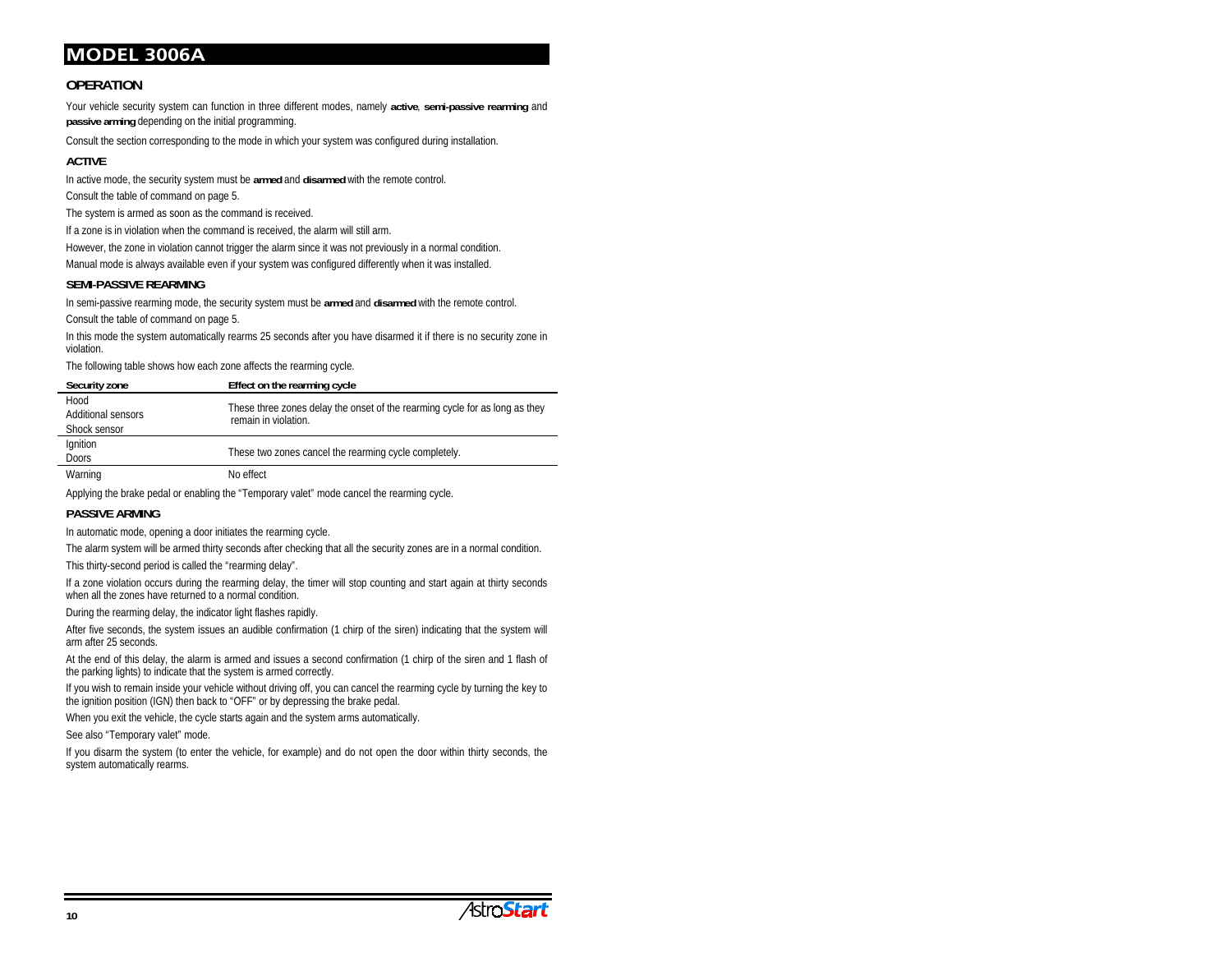# MODEL 3006A

## OPERATION

Your vehicle security system can function in three different modes, namely **active**, **semi-passive rearming** and **passive arming** depending on the initial programming.

Consult the section corresponding to the mode in which your system was configured during installation.

### ACTIVE

In active mode, the security system must be **armed** and **disarmed** with the remote control.

Consult the table of command on page 5.

The system is armed as soon as the command is received.

If a zone is in violation when the command is received, the alarm will still arm.

However, the zone in violation cannot trigger the alarm since it was not previously in a normal condition.

Manual mode is always available even if your system was configured differently when it was installed.

### SEMI-PASSIVE REARMING

In semi-passive rearming mode, the security system must be **armed** and **disarmed** with the remote control.

Consult the table of command on page 5.

In this mode the system automatically rearms 25 seconds after you have disarmed it if there is no security zone in violation.

The following table shows how each zone affects the rearming cycle.

| Security zone | Effect on the rearming cycle |
|---|---|
| Hood<br>Additional sensors<br>Shock sensor | These three zones delay the onset of the rearming cycle for as long as they remain in violation. |
| Ignition<br>Doors | These two zones cancel the rearming cycle completely. |
| Warning | No effect |

Applying the brake pedal or enabling the "Temporary valet" mode cancel the rearming cycle.

### PASSIVE ARMING

In automatic mode, opening a door initiates the rearming cycle.

The alarm system will be armed thirty seconds after checking that all the security zones are in a normal condition.

This thirty-second period is called the "rearming delay".

If a zone violation occurs during the rearming delay, the timer will stop counting and start again at thirty seconds when all the zones have returned to a normal condition.

During the rearming delay, the indicator light flashes rapidly.

After five seconds, the system issues an audible confirmation (1 chirp of the siren) indicating that the system will arm after 25 seconds.

At the end of this delay, the alarm is armed and issues a second confirmation (1 chirp of the siren and 1 flash of the parking lights) to indicate that the system is armed correctly.

If you wish to remain inside your vehicle without driving off, you can cancel the rearming cycle by turning the key to the ignition position (IGN) then back to "OFF" or by depressing the brake pedal.

When you exit the vehicle, the cycle starts again and the system arms automatically.

See also "Temporary valet" mode.

If you disarm the system (to enter the vehicle, for example) and do not open the door within thirty seconds, the system automatically rearms.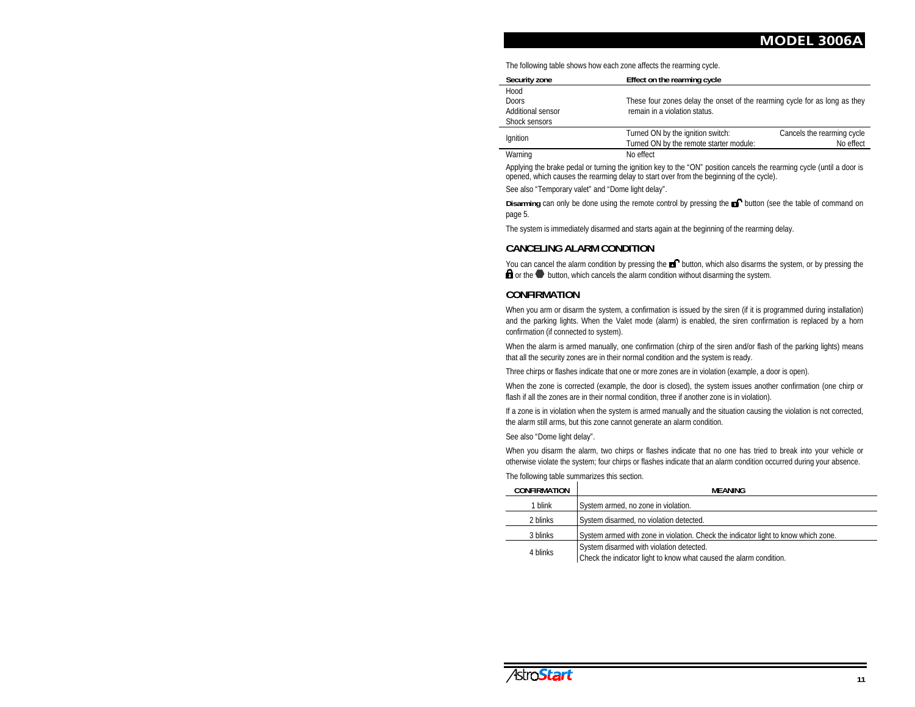The following table shows how each zone affects the rearming cycle.

| Security zone | Effect on the rearming cycle | |
|---|---|---|
| Hood<br>Doors<br>Additional sensor<br>Shock sensors | These four zones delay the onset of the rearming cycle for as long as they remain in a violation status. | |
| Ignition | Turned ON by the ignition switch:<br>Turned ON by the remote starter module: | Cancels the rearming cycle<br>No effect |
| Warning | No effect | |

Applying the brake pedal or turning the ignition key to the "ON" position cancels the rearming cycle (until a door is opened, which causes the rearming delay to start over from the beginning of the cycle).

See also "Temporary valet" and "Dome light delay".

**Disarming** can only be done using the remote control by pressing the button (see the table of command on page 5.

The system is immediately disarmed and starts again at the beginning of the rearming delay.

## CANCELING ALARM CONDITION

You can cancel the alarm condition by pressing the button, which also disarms the system, or by pressing the or the button, which cancels the alarm condition without disarming the system.

## CONFIRMATION

When you arm or disarm the system, a confirmation is issued by the siren (if it is programmed during installation) and the parking lights. When the Valet mode (alarm) is enabled, the siren confirmation is replaced by a horn confirmation (if connected to system).

When the alarm is armed manually, one confirmation (chirp of the siren and/or flash of the parking lights) means that all the security zones are in their normal condition and the system is ready.

Three chirps or flashes indicate that one or more zones are in violation (example, a door is open).

When the zone is corrected (example, the door is closed), the system issues another confirmation (one chirp or flash if all the zones are in their normal condition, three if another zone is in violation).

If a zone is in violation when the system is armed manually and the situation causing the violation is not corrected, the alarm still arms, but this zone cannot generate an alarm condition.

See also "Dome light delay".

When you disarm the alarm, two chirps or flashes indicate that no one has tried to break into your vehicle or otherwise violate the system; four chirps or flashes indicate that an alarm condition occurred during your absence.

The following table summarizes this section.

| CONFIRMATION | MEANING |
|---|---|
| 1 blink | System armed, no zone in violation. |
| 2 blinks | System disarmed, no violation detected. |
| 3 blinks | System armed with zone in violation. Check the indicator light to know which zone. |
| 4 blinks | System disarmed with violation detected.<br>Check the indicator light to know what caused the alarm condition. |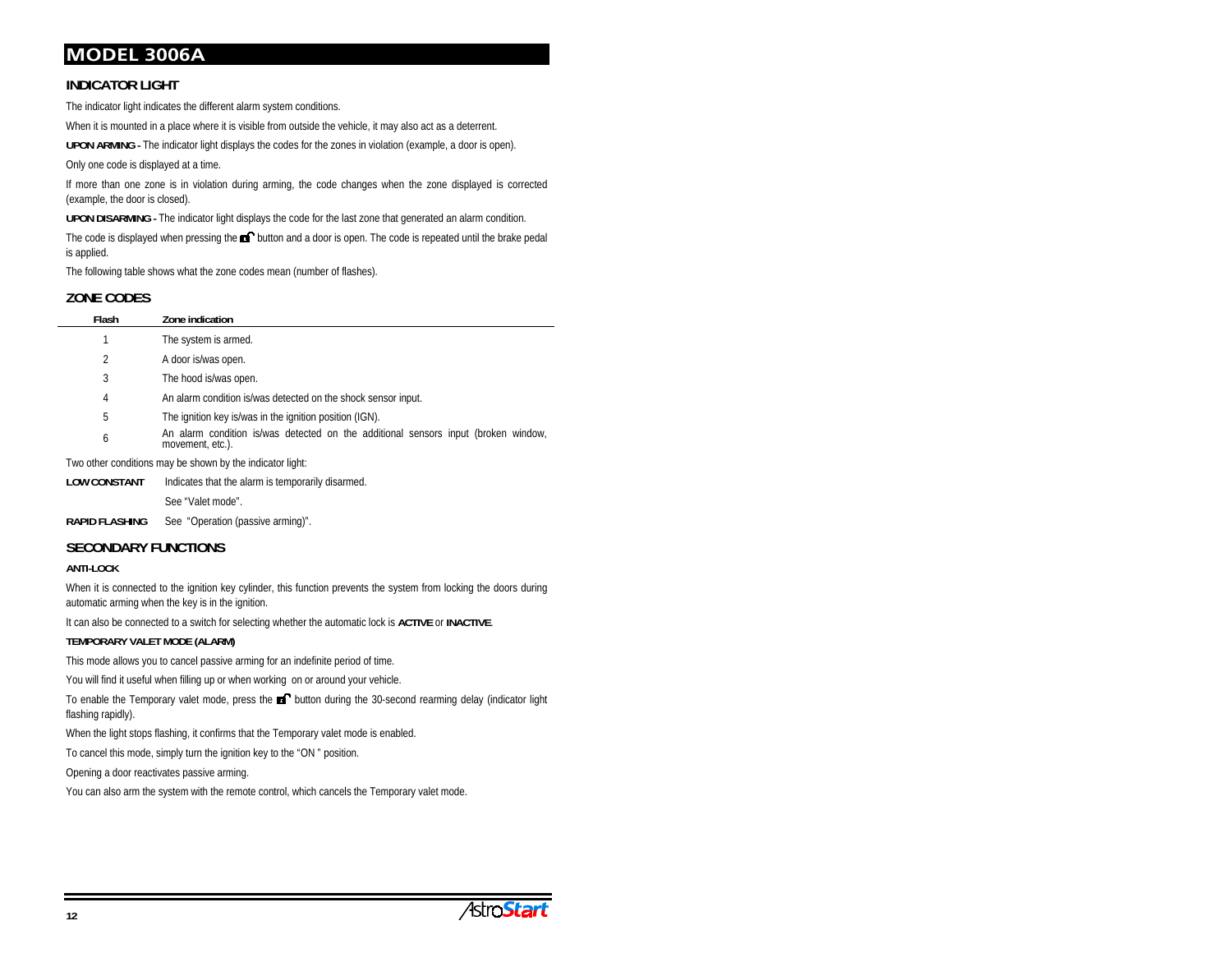# MODEL 3006A

## INDICATOR LIGHT

The indicator light indicates the different alarm system conditions.

When it is mounted in a place where it is visible from outside the vehicle, it may also act as a deterrent.

**UPON ARMING -** The indicator light displays the codes for the zones in violation (example, a door is open).

Only one code is displayed at a time.

If more than one zone is in violation during arming, the code changes when the zone displayed is corrected (example, the door is closed).

**UPON DISARMING -** The indicator light displays the code for the last zone that generated an alarm condition.

The code is displayed when pressing the unlock button and a door is open. The code is repeated until the brake pedal is applied.

The following table shows what the zone codes mean (number of flashes).

## ZONE CODES

| Flash | Zone indication |
|---|---|
| 1 | The system is armed. |
| 2 | A door is/was open. |
| 3 | The hood is/was open. |
| 4 | An alarm condition is/was detected on the shock sensor input. |
| 5 | The ignition key is/was in the ignition position (IGN). |
| 6 | An alarm condition is/was detected on the additional sensors input (broken window, movement, etc.). |

Two other conditions may be shown by the indicator light:

**LOW CONSTANT** Indicates that the alarm is temporarily disarmed.
See "Valet mode".

**RAPID FLASHING** See "Operation (passive arming)".

## SECONDARY FUNCTIONS

### ANTI-LOCK

When it is connected to the ignition key cylinder, this function prevents the system from locking the doors during automatic arming when the key is in the ignition.

It can also be connected to a switch for selecting whether the automatic lock is **ACTIVE** or **INACTIVE**.

### TEMPORARY VALET MODE (ALARM)

This mode allows you to cancel passive arming for an indefinite period of time.

You will find it useful when filling up or when working on or around your vehicle.

To enable the Temporary valet mode, press the unlock button during the 30-second rearming delay (indicator light flashing rapidly).

When the light stops flashing, it confirms that the Temporary valet mode is enabled.

To cancel this mode, simply turn the ignition key to the "ON " position.

Opening a door reactivates passive arming.

You can also arm the system with the remote control, which cancels the Temporary valet mode.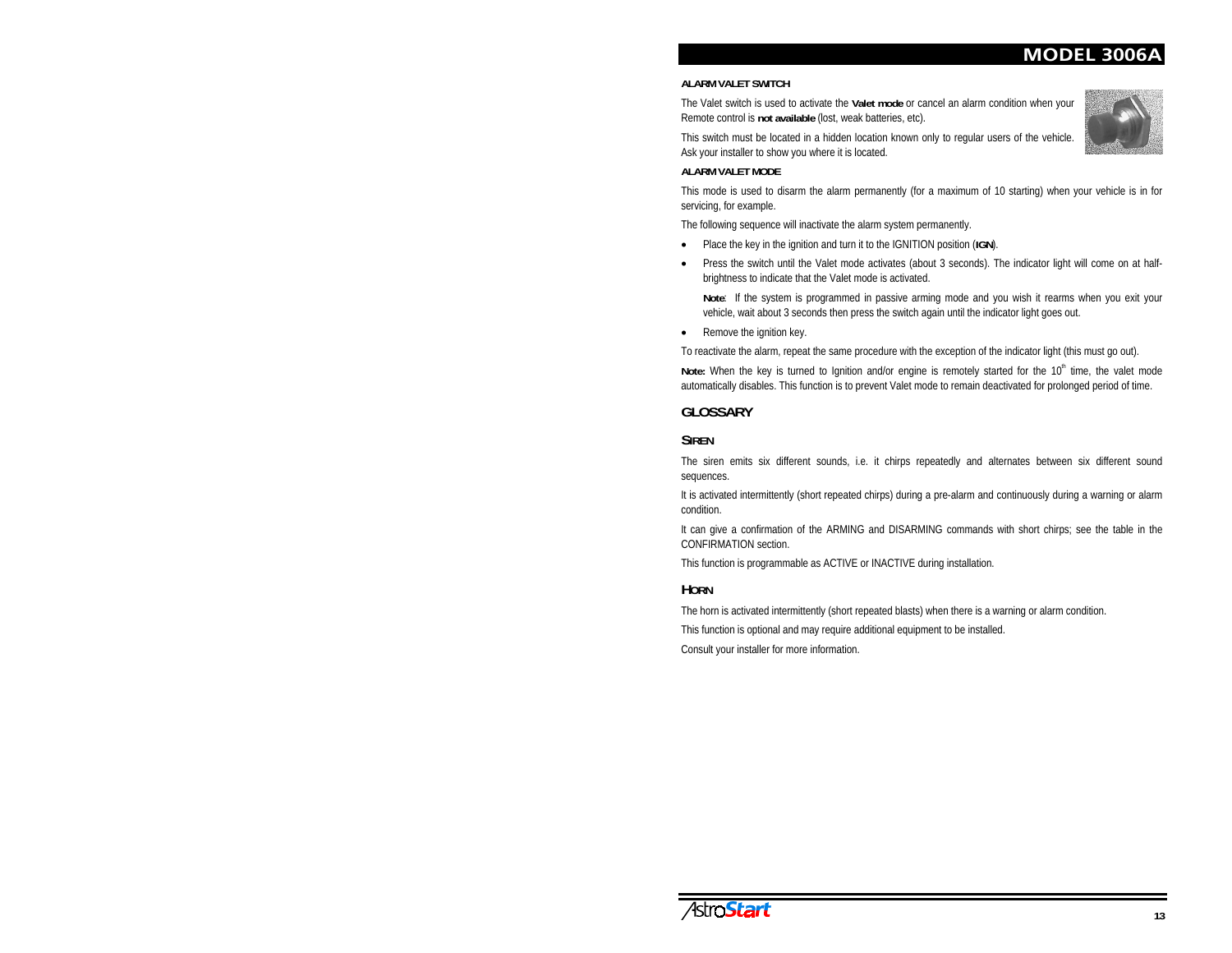**ALARM VALET SWITCH**

The Valet switch is used to activate the **Valet mode** or cancel an alarm condition when your Remote control is **not available** (lost, weak batteries, etc).

This switch must be located in a hidden location known only to regular users of the vehicle. Ask your installer to show you where it is located.

**ALARM VALET MODE**

This mode is used to disarm the alarm permanently (for a maximum of 10 starting) when your vehicle is in for servicing, for example.

The following sequence will inactivate the alarm system permanently.

- Place the key in the ignition and turn it to the IGNITION position (**IGN**).
- Press the switch until the Valet mode activates (about 3 seconds). The indicator light will come on at half-brightness to indicate that the Valet mode is activated.

  **Note**: If the system is programmed in passive arming mode and you wish it rearms when you exit your vehicle, wait about 3 seconds then press the switch again until the indicator light goes out.

- Remove the ignition key.

To reactivate the alarm, repeat the same procedure with the exception of the indicator light (this must go out).

**Note:** When the key is turned to Ignition and/or engine is remotely started for the 10th time, the valet mode automatically disables. This function is to prevent Valet mode to remain deactivated for prolonged period of time.

## GLOSSARY

### SIREN

The siren emits six different sounds, i.e. it chirps repeatedly and alternates between six different sound sequences.

It is activated intermittently (short repeated chirps) during a pre-alarm and continuously during a warning or alarm condition.

It can give a confirmation of the ARMING and DISARMING commands with short chirps; see the table in the CONFIRMATION section.

This function is programmable as ACTIVE or INACTIVE during installation.

### HORN

The horn is activated intermittently (short repeated blasts) when there is a warning or alarm condition.

This function is optional and may require additional equipment to be installed.

Consult your installer for more information.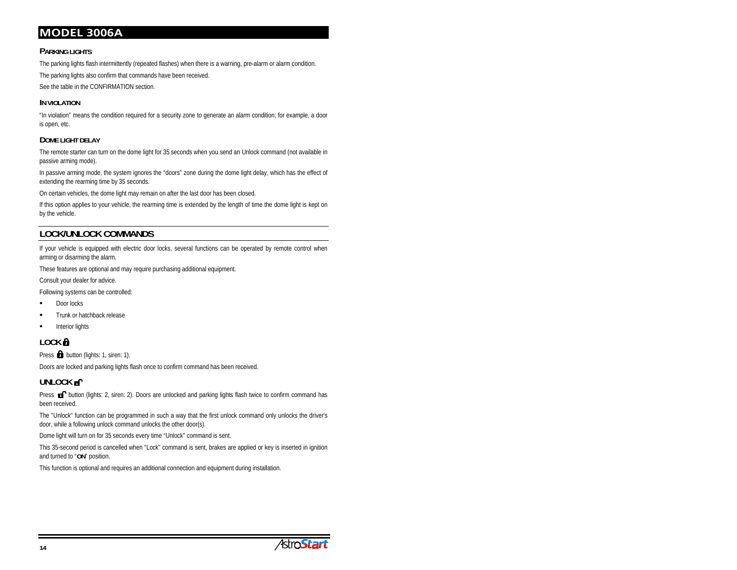# MODEL 3006A

### PARKING LIGHTS

The parking lights flash intermittently (repeated flashes) when there is a warning, pre-alarm or alarm condition.

The parking lights also confirm that commands have been received.

See the table in the CONFIRMATION section.

### IN VIOLATION

"In violation" means the condition required for a security zone to generate an alarm condition; for example, a door is open, etc.

### DOME LIGHT DELAY

The remote starter can turn on the dome light for 35 seconds when you send an Unlock command (not available in passive arming mode).

In passive arming mode, the system ignores the "doors" zone during the dome light delay, which has the effect of extending the rearming time by 35 seconds.

On certain vehicles, the dome light may remain on after the last door has been closed.

If this option applies to your vehicle, the rearming time is extended by the length of time the dome light is kept on by the vehicle.

## LOCK/UNLOCK COMMANDS

If your vehicle is equipped with electric door locks, several functions can be operated by remote control when arming or disarming the alarm.

These features are optional and may require purchasing additional equipment.

Consult your dealer for advice.

Following systems can be controlled:

- Door locks
- Trunk or hatchback release
- Interior lights

### LOCK

Press button (lights: 1, siren: 1).

Doors are locked and parking lights flash once to confirm command has been received.

### UNLOCK

Press button (lights: 2, siren: 2). Doors are unlocked and parking lights flash twice to confirm command has been received.

The "Unlock" function can be programmed in such a way that the first unlock command only unlocks the driver's door, while a following unlock command unlocks the other door(s).

Dome light will turn on for 35 seconds every time "Unlock" command is sent.

This 35-second period is cancelled when "Lock" command is sent, brakes are applied or key is inserted in ignition and turned to "**ON**" position.

This function is optional and requires an additional connection and equipment during installation.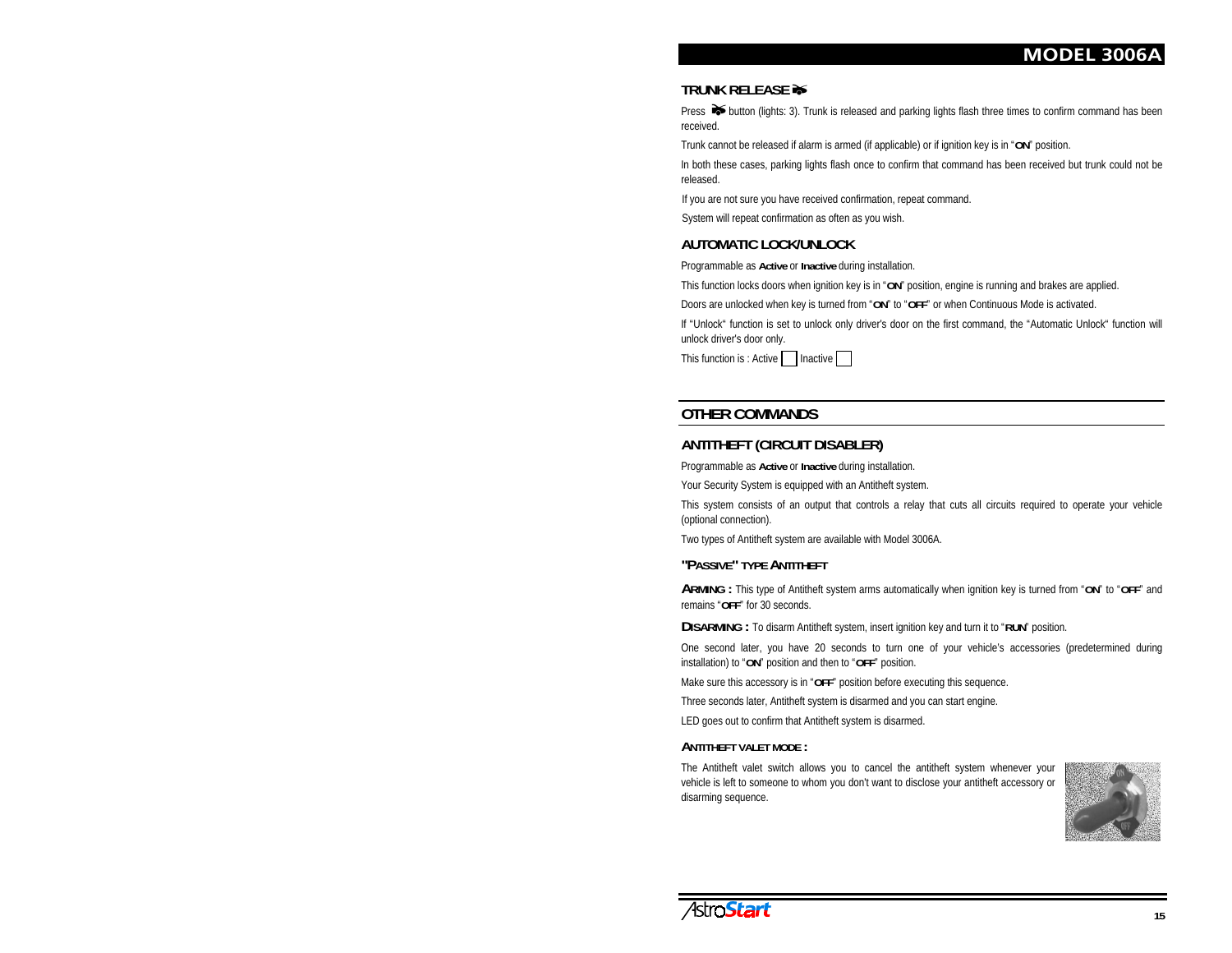## TRUNK RELEASE

Press button (lights: 3). Trunk is released and parking lights flash three times to confirm command has been received.

Trunk cannot be released if alarm is armed (if applicable) or if ignition key is in "**ON**" position.

In both these cases, parking lights flash once to confirm that command has been received but trunk could not be released.

If you are not sure you have received confirmation, repeat command.

System will repeat confirmation as often as you wish.

## AUTOMATIC LOCK/UNLOCK

Programmable as **Active** or **Inactive** during installation.

This function locks doors when ignition key is in "**ON**" position, engine is running and brakes are applied.

Doors are unlocked when key is turned from "**ON**" to "**OFF**" or when Continuous Mode is activated.

If "Unlock" function is set to unlock only driver's door on the first command, the "Automatic Unlock" function will unlock driver's door only.

This function is : Active ☐ Inactive ☐

# OTHER COMMANDS

## ANTITHEFT (CIRCUIT DISABLER)

Programmable as **Active** or **Inactive** during installation.

Your Security System is equipped with an Antitheft system.

This system consists of an output that controls a relay that cuts all circuits required to operate your vehicle (optional connection).

Two types of Antitheft system are available with Model 3006A.

### "PASSIVE" TYPE ANTITHEFT

**ARMING :** This type of Antitheft system arms automatically when ignition key is turned from "**ON**" to "**OFF**" and remains "**OFF**" for 30 seconds.

**DISARMING :** To disarm Antitheft system, insert ignition key and turn it to "**RUN**" position.

One second later, you have 20 seconds to turn one of your vehicle's accessories (predetermined during installation) to "**ON**" position and then to "**OFF**" position.

Make sure this accessory is in "**OFF**" position before executing this sequence.

Three seconds later, Antitheft system is disarmed and you can start engine.

LED goes out to confirm that Antitheft system is disarmed.

#### ANTITHEFT VALET MODE :

The Antitheft valet switch allows you to cancel the antitheft system whenever your vehicle is left to someone to whom you don't want to disclose your antitheft accessory or disarming sequence.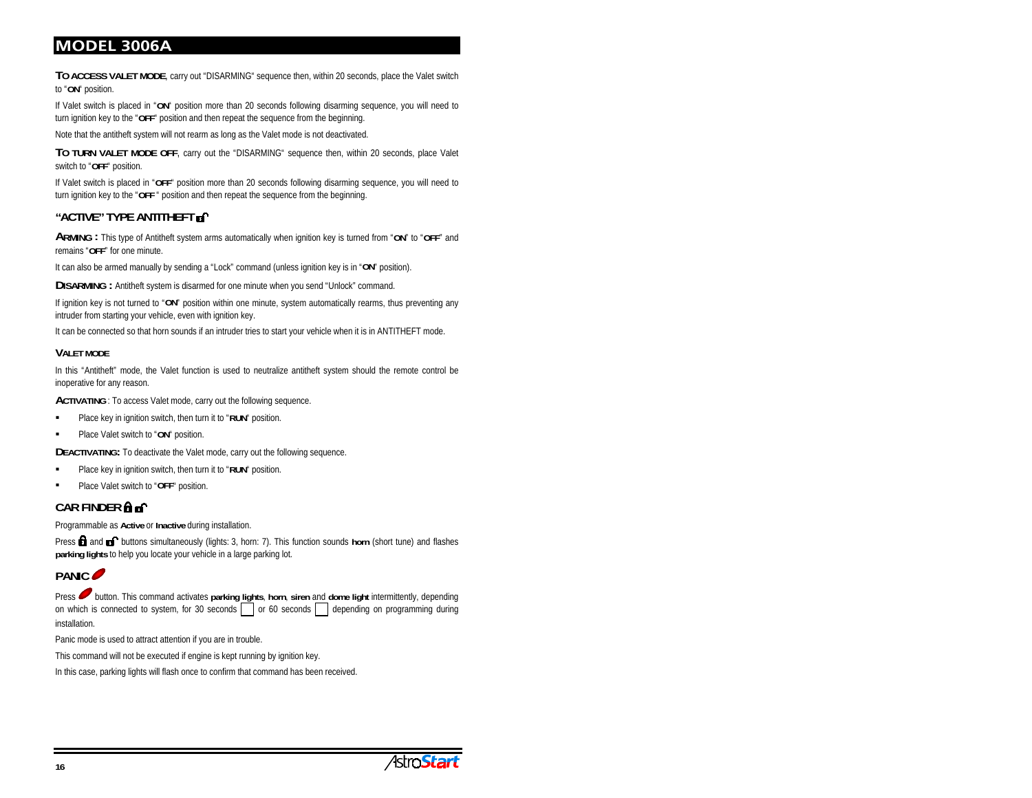# MODEL 3006A

**TO ACCESS VALET MODE**, carry out "DISARMING" sequence then, within 20 seconds, place the Valet switch to "**ON**" position.

If Valet switch is placed in "**ON**" position more than 20 seconds following disarming sequence, you will need to turn ignition key to the "**OFF**" position and then repeat the sequence from the beginning.

Note that the antitheft system will not rearm as long as the Valet mode is not deactivated.

**TO TURN VALET MODE OFF**, carry out the "DISARMING" sequence then, within 20 seconds, place Valet switch to "**OFF**" position.

If Valet switch is placed in "**OFF**" position more than 20 seconds following disarming sequence, you will need to turn ignition key to the "**OFF** " position and then repeat the sequence from the beginning.

## "ACTIVE" TYPE ANTITHEFT

**ARMING :** This type of Antitheft system arms automatically when ignition key is turned from "**ON**" to "**OFF**" and remains "**OFF**" for one minute.

It can also be armed manually by sending a "Lock" command (unless ignition key is in "**ON**" position).

**DISARMING :** Antitheft system is disarmed for one minute when you send "Unlock" command.

If ignition key is not turned to "**ON**" position within one minute, system automatically rearms, thus preventing any intruder from starting your vehicle, even with ignition key.

It can be connected so that horn sounds if an intruder tries to start your vehicle when it is in ANTITHEFT mode.

### VALET MODE

In this "Antitheft" mode, the Valet function is used to neutralize antitheft system should the remote control be inoperative for any reason.

**ACTIVATING** : To access Valet mode, carry out the following sequence.

- Place key in ignition switch, then turn it to "**RUN**" position.
- Place Valet switch to "**ON**" position.

**DEACTIVATING:** To deactivate the Valet mode, carry out the following sequence.

- Place key in ignition switch, then turn it to "**RUN**" position.
- Place Valet switch to "**OFF**" position.

## CAR FINDER

Programmable as **Active** or **Inactive** during installation.

Press and buttons simultaneously (lights: 3, horn: 7). This function sounds **horn** (short tune) and flashes **parking lights** to help you locate your vehicle in a large parking lot.

## PANIC

Press button. This command activates **parking lights**, **horn**, **siren** and **dome light** intermittently, depending on which is connected to system, for 30 seconds ☐ or 60 seconds ☐ depending on programming during installation.

Panic mode is used to attract attention if you are in trouble.

This command will not be executed if engine is kept running by ignition key.

In this case, parking lights will flash once to confirm that command has been received.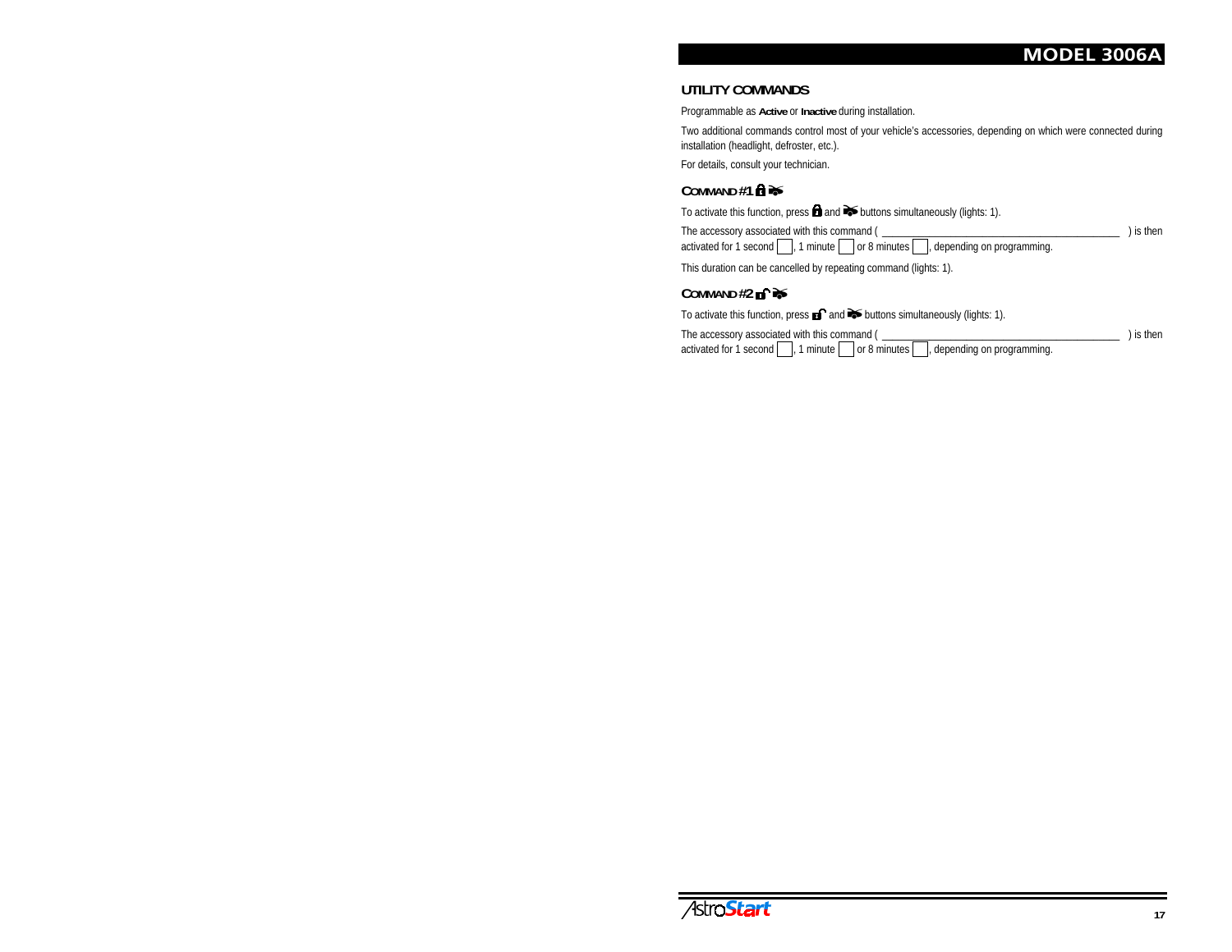## UTILITY COMMANDS

Programmable as **Active** or **Inactive** during installation.

Two additional commands control most of your vehicle's accessories, depending on which were connected during installation (headlight, defroster, etc.).

For details, consult your technician.

### COMMAND #1

To activate this function, press and buttons simultaneously (lights: 1).

The accessory associated with this command ( ____________________________________________ ) is then activated for 1 second [ ], 1 minute [ ] or 8 minutes [ ], depending on programming.

This duration can be cancelled by repeating command (lights: 1).

### COMMAND #2

To activate this function, press and buttons simultaneously (lights: 1).

The accessory associated with this command ( ____________________________________________ ) is then activated for 1 second [ ], 1 minute [ ] or 8 minutes [ ], depending on programming.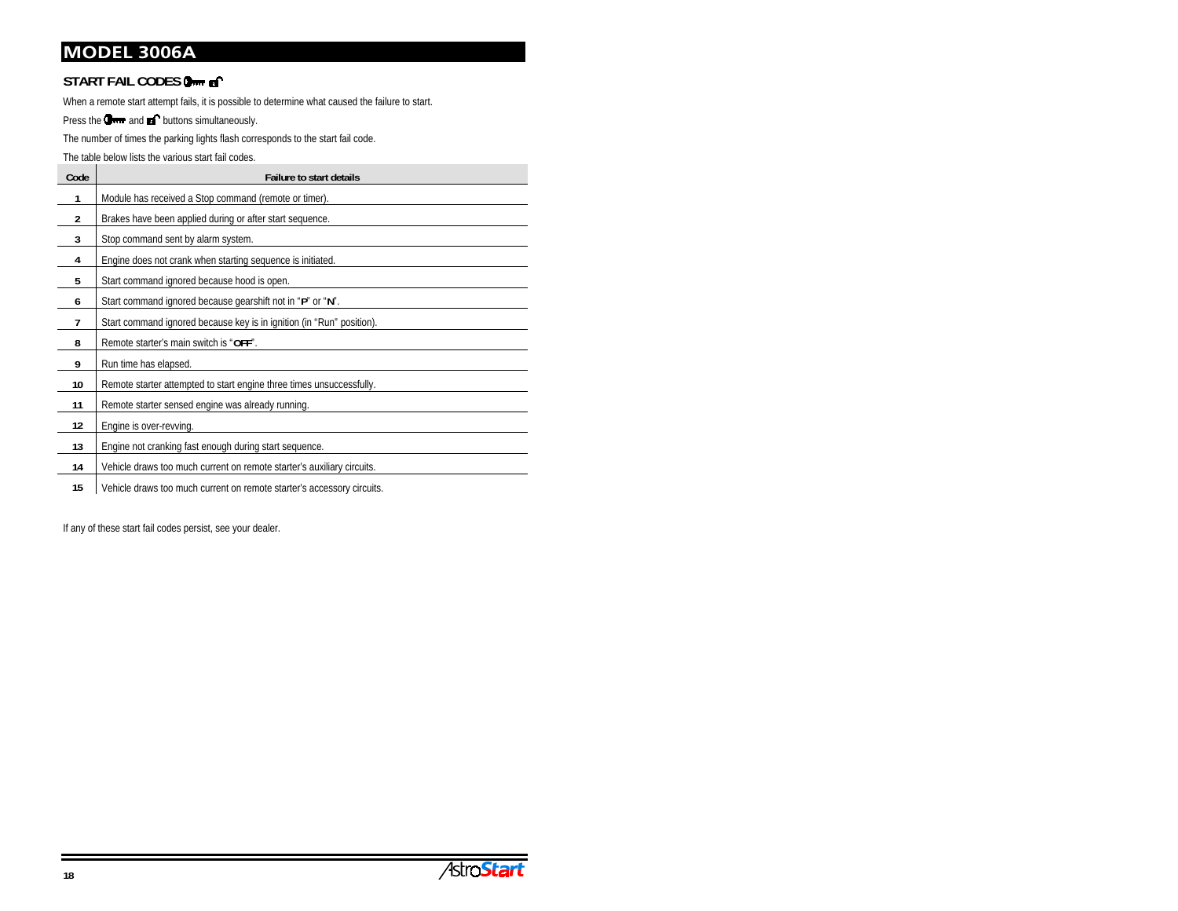# MODEL 3006A

### START FAIL CODES

When a remote start attempt fails, it is possible to determine what caused the failure to start.

Press the and buttons simultaneously.

The number of times the parking lights flash corresponds to the start fail code.

The table below lists the various start fail codes.

| Code | Failure to start details |
|---|---|
| 1 | Module has received a Stop command (remote or timer). |
| 2 | Brakes have been applied during or after start sequence. |
| 3 | Stop command sent by alarm system. |
| 4 | Engine does not crank when starting sequence is initiated. |
| 5 | Start command ignored because hood is open. |
| 6 | Start command ignored because gearshift not in "**P**" or "**N**". |
| 7 | Start command ignored because key is in ignition (in "Run" position). |
| 8 | Remote starter's main switch is "**OFF**". |
| 9 | Run time has elapsed. |
| 10 | Remote starter attempted to start engine three times unsuccessfully. |
| 11 | Remote starter sensed engine was already running. |
| 12 | Engine is over-revving. |
| 13 | Engine not cranking fast enough during start sequence. |
| 14 | Vehicle draws too much current on remote starter's auxiliary circuits. |
| 15 | Vehicle draws too much current on remote starter's accessory circuits. |

If any of these start fail codes persist, see your dealer.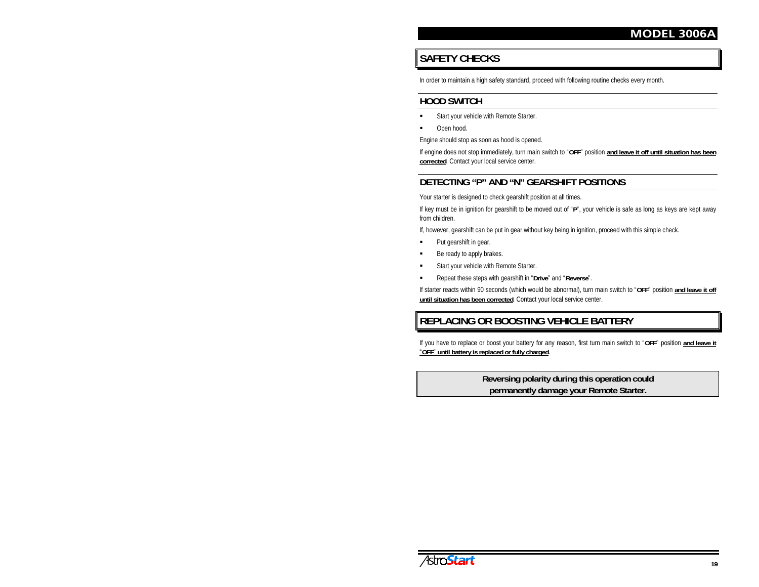## SAFETY CHECKS

In order to maintain a high safety standard, proceed with following routine checks every month.

### HOOD SWITCH

- Start your vehicle with Remote Starter.
- Open hood.

Engine should stop as soon as hood is opened.

If engine does not stop immediately, turn main switch to "**OFF**" position **and leave it off until situation has been corrected**. Contact your local service center.

### DETECTING "P" AND "N" GEARSHIFT POSITIONS

Your starter is designed to check gearshift position at all times.

If key must be in ignition for gearshift to be moved out of "**P**", your vehicle is safe as long as keys are kept away from children.

If, however, gearshift can be put in gear without key being in ignition, proceed with this simple check.

- Put gearshift in gear.
- Be ready to apply brakes.
- Start your vehicle with Remote Starter.
- Repeat these steps with gearshift in "**Drive**" and "**Reverse**".

If starter reacts within 90 seconds (which would be abnormal), turn main switch to "**OFF**" position **and leave it off until situation has been corrected**. Contact your local service center.

## REPLACING OR BOOSTING VEHICLE BATTERY

If you have to replace or boost your battery for any reason, first turn main switch to "**OFF**" position **and leave it "OFF" until battery is replaced or fully charged**.

**Reversing polarity during this operation could permanently damage your Remote Starter.**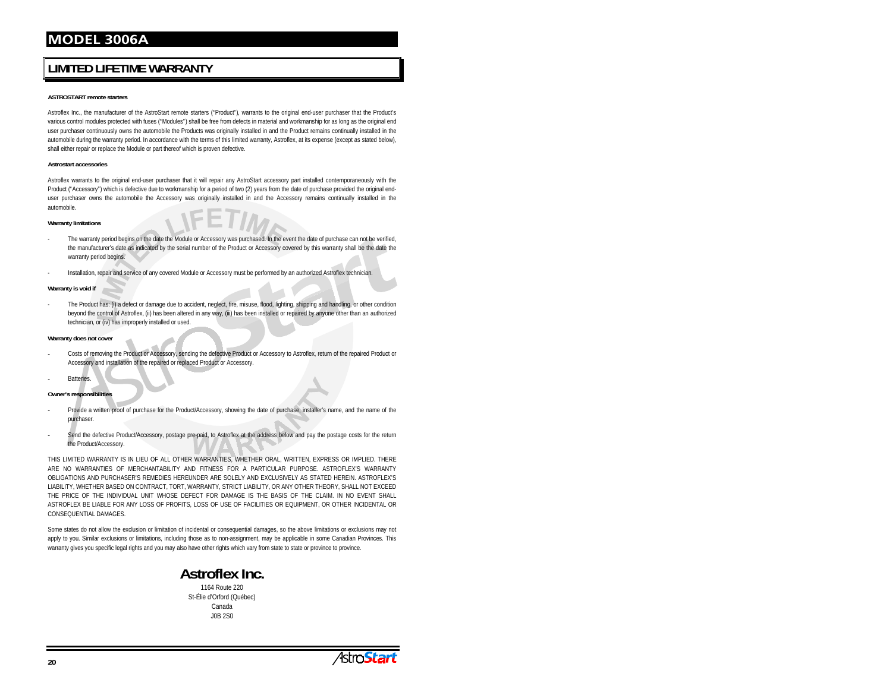# MODEL 3006A

## LIMITED LIFETIME WARRANTY

**ASTROSTART remote starters**

Astroflex Inc., the manufacturer of the AstroStart remote starters ("Product"), warrants to the original end-user purchaser that the Product's various control modules protected with fuses ("Modules") shall be free from defects in material and workmanship for as long as the original end user purchaser continuously owns the automobile the Products was originally installed in and the Product remains continually installed in the automobile during the warranty period. In accordance with the terms of this limited warranty, Astroflex, at its expense (except as stated below), shall either repair or replace the Module or part thereof which is proven defective.

**Astrostart accessories**

Astroflex warrants to the original end-user purchaser that it will repair any AstroStart accessory part installed contemporaneously with the Product ("Accessory") which is defective due to workmanship for a period of two (2) years from the date of purchase provided the original end-user purchaser owns the automobile the Accessory was originally installed in and the Accessory remains continually installed in the automobile.

**Warranty limitations**

- The warranty period begins on the date the Module or Accessory was purchased. In the event the date of purchase can not be verified, the manufacturer's date as indicated by the serial number of the Product or Accessory covered by this warranty shall be the date the warranty period begins.
- Installation, repair and service of any covered Module or Accessory must be performed by an authorized Astroflex technician.

**Warranty is void if**

- The Product has: (i) a defect or damage due to accident, neglect, fire, misuse, flood, lighting, shipping and handling, or other condition beyond the control of Astroflex, (ii) has been altered in any way, (iii) has been installed or repaired by anyone other than an authorized technician, or (iv) has improperly installed or used.

**Warranty does not cover**

- Costs of removing the Product or Accessory, sending the defective Product or Accessory to Astroflex, return of the repaired Product or Accessory and installation of the repaired or replaced Product or Accessory.
- Batteries.

**Owner's responsibilities**

- Provide a written proof of purchase for the Product/Accessory, showing the date of purchase, installer's name, and the name of the purchaser.
- Send the defective Product/Accessory, postage pre-paid, to Astroflex at the address below and pay the postage costs for the return the Product/Accessory.

THIS LIMITED WARRANTY IS IN LIEU OF ALL OTHER WARRANTIES, WHETHER ORAL, WRITTEN, EXPRESS OR IMPLIED. THERE ARE NO WARRANTIES OF MERCHANTABILITY AND FITNESS FOR A PARTICULAR PURPOSE. ASTROFLEX'S WARRANTY OBLIGATIONS AND PURCHASER'S REMEDIES HEREUNDER ARE SOLELY AND EXCLUSIVELY AS STATED HEREIN. ASTROFLEX'S LIABILITY, WHETHER BASED ON CONTRACT, TORT, WARRANTY, STRICT LIABILITY, OR ANY OTHER THEORY, SHALL NOT EXCEED THE PRICE OF THE INDIVIDUAL UNIT WHOSE DEFECT FOR DAMAGE IS THE BASIS OF THE CLAIM. IN NO EVENT SHALL ASTROFLEX BE LIABLE FOR ANY LOSS OF PROFITS, LOSS OF USE OF FACILITIES OR EQUIPMENT, OR OTHER INCIDENTAL OR CONSEQUENTIAL DAMAGES.

Some states do not allow the exclusion or limitation of incidental or consequential damages, so the above limitations or exclusions may not apply to you. Similar exclusions or limitations, including those as to non-assignment, may be applicable in some Canadian Provinces. This warranty gives you specific legal rights and you may also have other rights which vary from state to state or province to province.

**Astroflex Inc.**

1164 Route 220
St-Élie d'Orford (Québec)
Canada
J0B 2S0